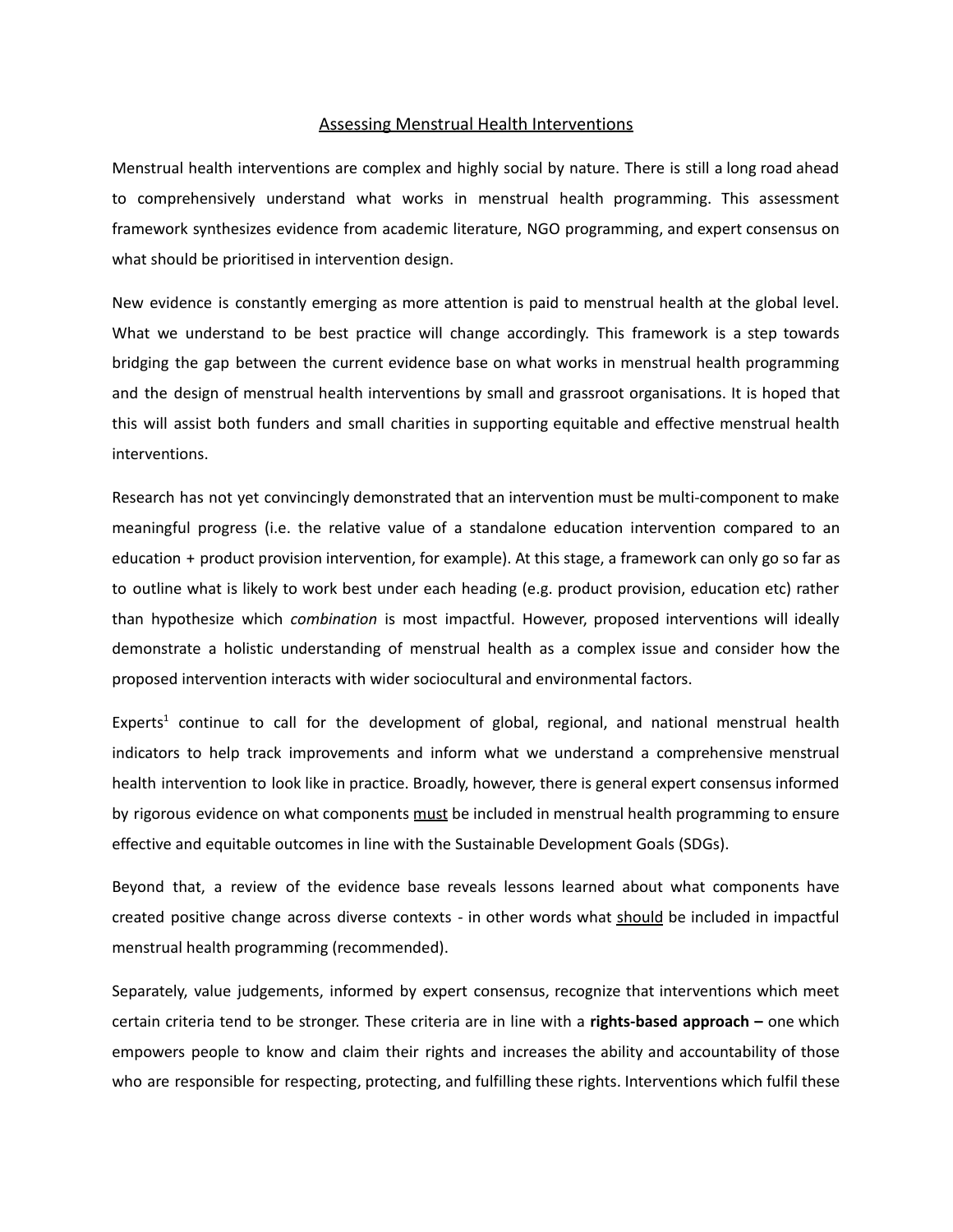# Assessing Menstrual Health Interventions

Menstrual health interventions are complex and highly social by nature. There is still a long road ahead to comprehensively understand what works in menstrual health programming. This assessment framework synthesizes evidence from academic literature, NGO programming, and expert consensus on what should be prioritised in intervention design.

New evidence is constantly emerging as more attention is paid to menstrual health at the global level. What we understand to be best practice will change accordingly. This framework is a step towards bridging the gap between the current evidence base on what works in menstrual health programming and the design of menstrual health interventions by small and grassroot organisations. It is hoped that this will assist both funders and small charities in supporting equitable and effective menstrual health interventions.

Research has not yet convincingly demonstrated that an intervention must be multi-component to make meaningful progress (i.e. the relative value of a standalone education intervention compared to an education + product provision intervention, for example). At this stage, a framework can only go so far as to outline what is likely to work best under each heading (e.g. product provision, education etc) rather than hypothesize which *combination* is most impactful. However, proposed interventions will ideally demonstrate a holistic understanding of menstrual health as a complex issue and consider how the proposed intervention interacts with wider sociocultural and environmental factors.

Experts[1] continue to call for the development of global, regional, and national menstrual health indicators to help track improvements and inform what we understand a comprehensive menstrual health intervention to look like in practice. Broadly, however, there is general expert consensus informed by rigorous evidence on what components must be included in menstrual health programming to ensure effective and equitable outcomes in line with the Sustainable Development Goals (SDGs).

Beyond that, a review of the evidence base reveals lessons learned about what components have created positive change across diverse contexts - in other words what should be included in impactful menstrual health programming (recommended).

Separately, value judgements, informed by expert consensus, recognize that interventions which meet certain criteria tend to be stronger. These criteria are in line with a **rights-based approach –** one which empowers people to know and claim their rights and increases the ability and accountability of those who are responsible for respecting, protecting, and fulfilling these rights. Interventions which fulfil these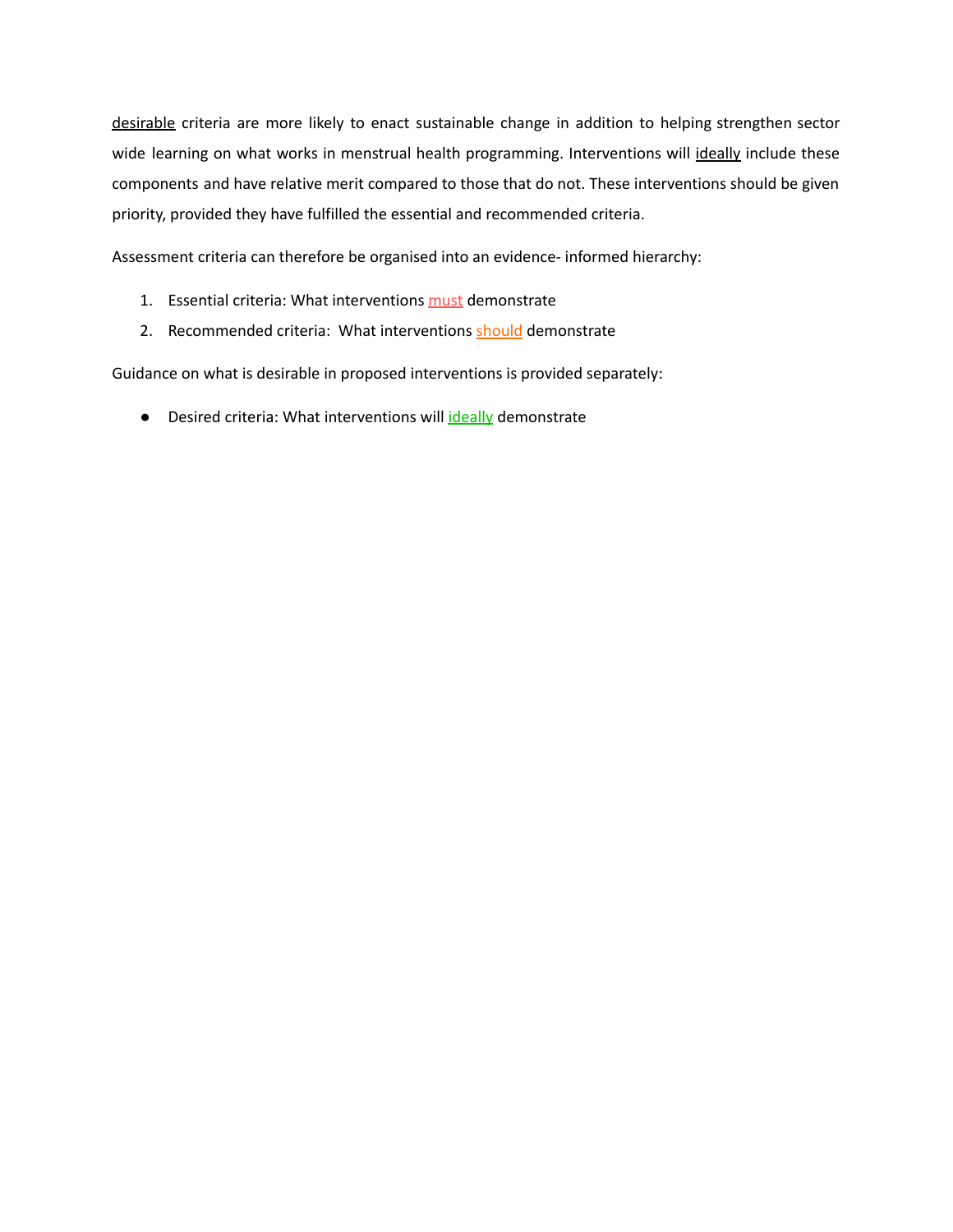desirable criteria are more likely to enact sustainable change in addition to helping strengthen sector wide learning on what works in menstrual health programming. Interventions will ideally include these components and have relative merit compared to those that do not. These interventions should be given priority, provided they have fulfilled the essential and recommended criteria.

Assessment criteria can therefore be organised into an evidence- informed hierarchy:

1. Essential criteria: What interventions must demonstrate
2. Recommended criteria: What interventions should demonstrate

Guidance on what is desirable in proposed interventions is provided separately:

- Desired criteria: What interventions will ideally demonstrate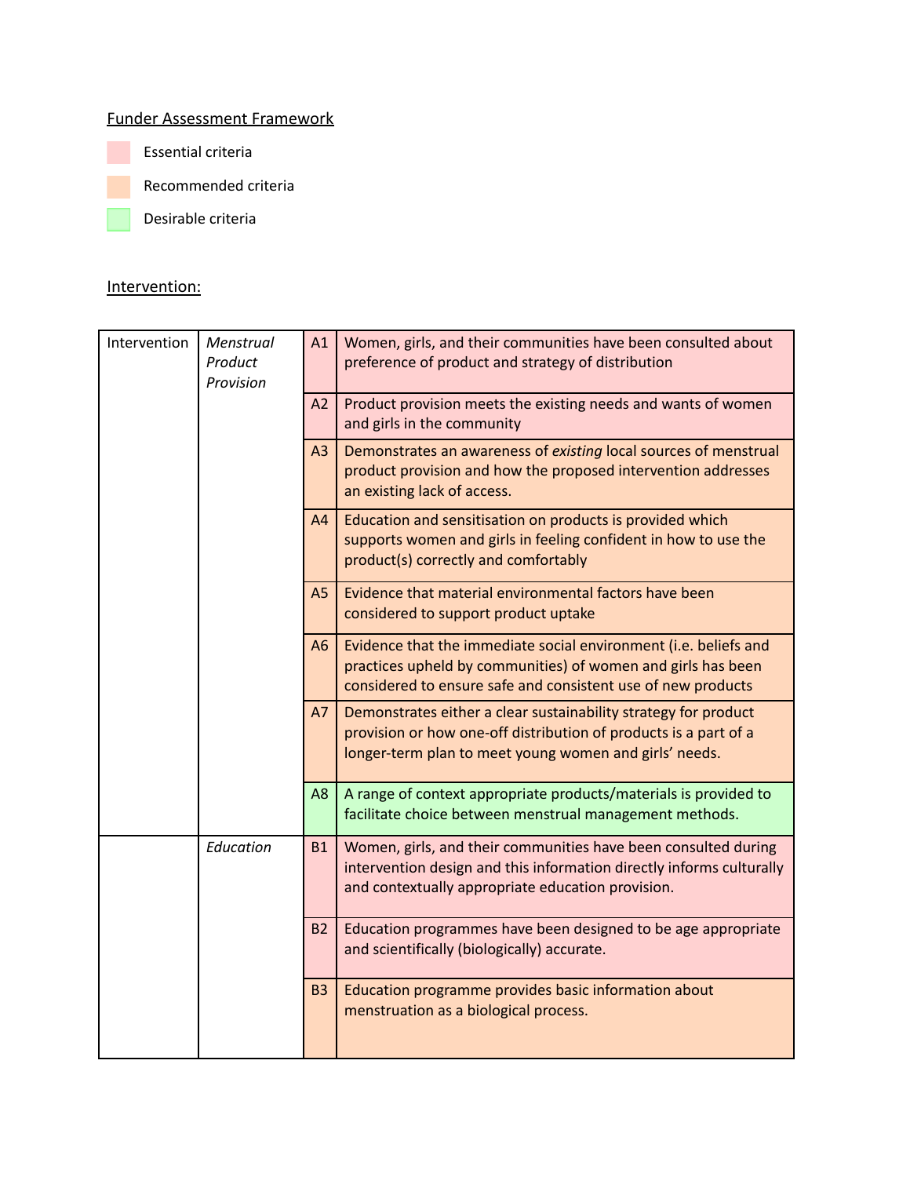Funder Assessment Framework

Essential criteria

Recommended criteria

Desirable criteria

Intervention:

| Intervention | *Menstrual Product Provision* | A1 | Women, girls, and their communities have been consulted about preference of product and strategy of distribution |
|---|---|---|---|
| | | A2 | Product provision meets the existing needs and wants of women and girls in the community |
| | | A3 | Demonstrates an awareness of *existing* local sources of menstrual product provision and how the proposed intervention addresses an existing lack of access. |
| | | A4 | Education and sensitisation on products is provided which supports women and girls in feeling confident in how to use the product(s) correctly and comfortably |
| | | A5 | Evidence that material environmental factors have been considered to support product uptake |
| | | A6 | Evidence that the immediate social environment (i.e. beliefs and practices upheld by communities) of women and girls has been considered to ensure safe and consistent use of new products |
| | | A7 | Demonstrates either a clear sustainability strategy for product provision or how one-off distribution of products is a part of a longer-term plan to meet young women and girls' needs. |
| | | A8 | A range of context appropriate products/materials is provided to facilitate choice between menstrual management methods. |
| | *Education* | B1 | Women, girls, and their communities have been consulted during intervention design and this information directly informs culturally and contextually appropriate education provision. |
| | | B2 | Education programmes have been designed to be age appropriate and scientifically (biologically) accurate. |
| | | B3 | Education programme provides basic information about menstruation as a biological process. |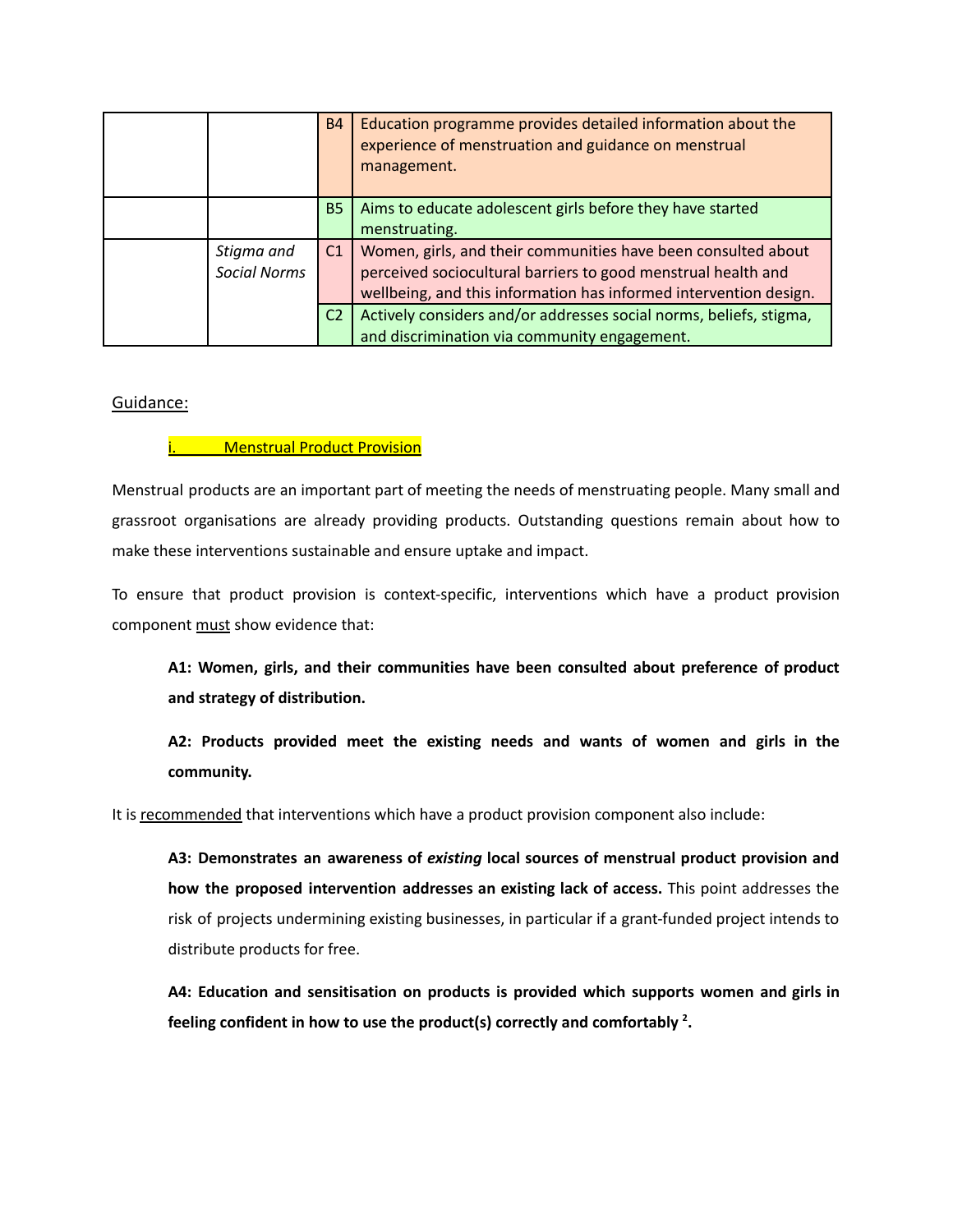| | | | |
|---|---|---|---|
| | | B4 | Education programme provides detailed information about the experience of menstruation and guidance on menstrual management. |
| | | B5 | Aims to educate adolescent girls before they have started menstruating. |
| | *Stigma and Social Norms* | C1 | Women, girls, and their communities have been consulted about perceived sociocultural barriers to good menstrual health and wellbeing, and this information has informed intervention design. |
| | | C2 | Actively considers and/or addresses social norms, beliefs, stigma, and discrimination via community engagement. |

Guidance:

i. Menstrual Product Provision

Menstrual products are an important part of meeting the needs of menstruating people. Many small and grassroot organisations are already providing products. Outstanding questions remain about how to make these interventions sustainable and ensure uptake and impact.

To ensure that product provision is context-specific, interventions which have a product provision component must show evidence that:

**A1: Women, girls, and their communities have been consulted about preference of product and strategy of distribution.**

**A2: Products provided meet the existing needs and wants of women and girls in the community.**

It is recommended that interventions which have a product provision component also include:

**A3: Demonstrates an awareness of *existing* local sources of menstrual product provision and how the proposed intervention addresses an existing lack of access.** This point addresses the risk of projects undermining existing businesses, in particular if a grant-funded project intends to distribute products for free.

**A4: Education and sensitisation on products is provided which supports women and girls in feeling confident in how to use the product(s) correctly and comfortably [2].**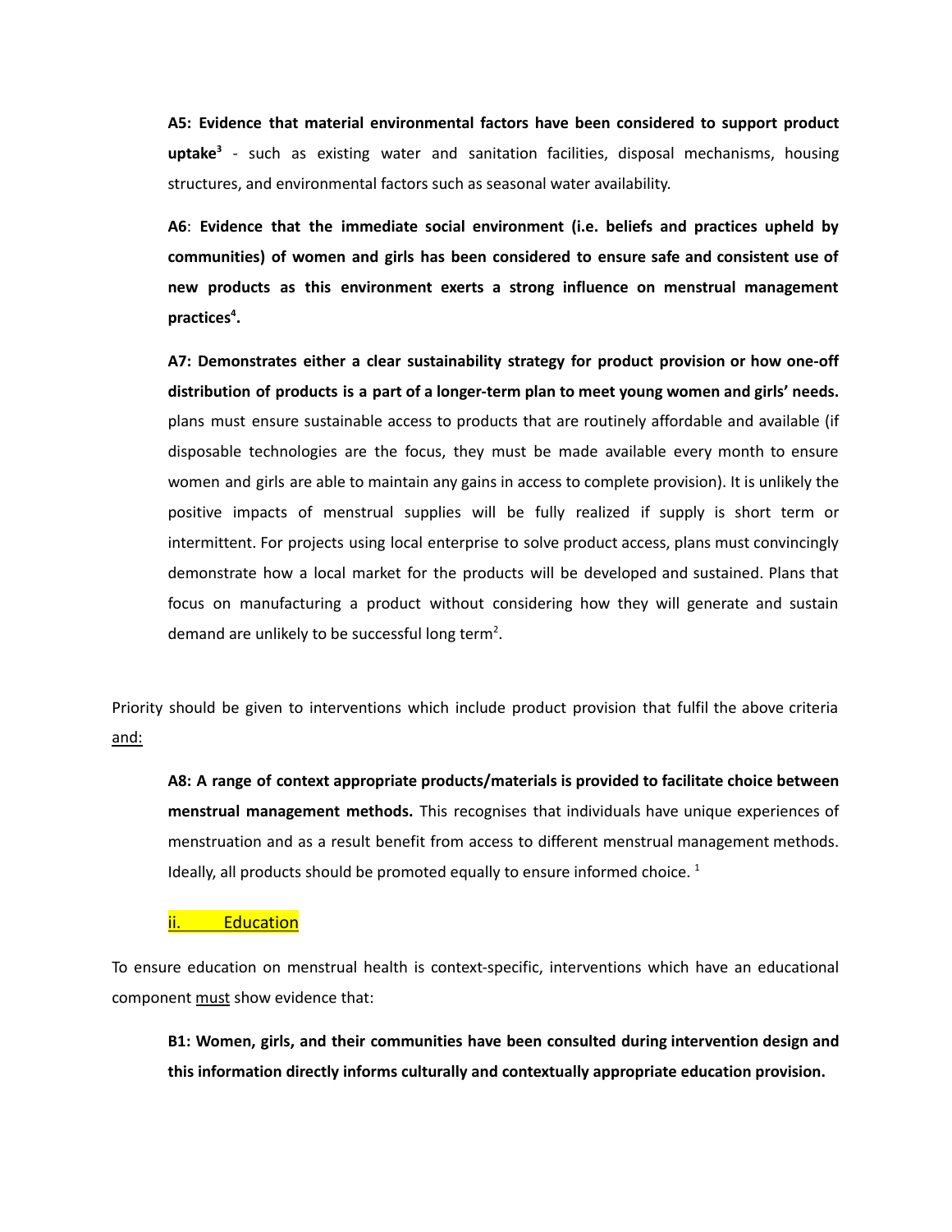**A5: Evidence that material environmental factors have been considered to support product uptake**[3] - such as existing water and sanitation facilities, disposal mechanisms, housing structures, and environmental factors such as seasonal water availability.

**A6**: **Evidence that the immediate social environment (i.e. beliefs and practices upheld by communities) of women and girls has been considered to ensure safe and consistent use of new products as this environment exerts a strong influence on menstrual management practices**[4]**.**

**A7: Demonstrates either a clear sustainability strategy for product provision or how one-off distribution of products is a part of a longer-term plan to meet young women and girls' needs.** plans must ensure sustainable access to products that are routinely affordable and available (if disposable technologies are the focus, they must be made available every month to ensure women and girls are able to maintain any gains in access to complete provision). It is unlikely the positive impacts of menstrual supplies will be fully realized if supply is short term or intermittent. For projects using local enterprise to solve product access, plans must convincingly demonstrate how a local market for the products will be developed and sustained. Plans that focus on manufacturing a product without considering how they will generate and sustain demand are unlikely to be successful long term[2].

Priority should be given to interventions which include product provision that fulfil the above criteria and:

**A8: A range of context appropriate products/materials is provided to facilitate choice between menstrual management methods.** This recognises that individuals have unique experiences of menstruation and as a result benefit from access to different menstrual management methods. Ideally, all products should be promoted equally to ensure informed choice. [1]

### ii. Education

To ensure education on menstrual health is context-specific, interventions which have an educational component must show evidence that:

**B1: Women, girls, and their communities have been consulted during intervention design and this information directly informs culturally and contextually appropriate education provision.**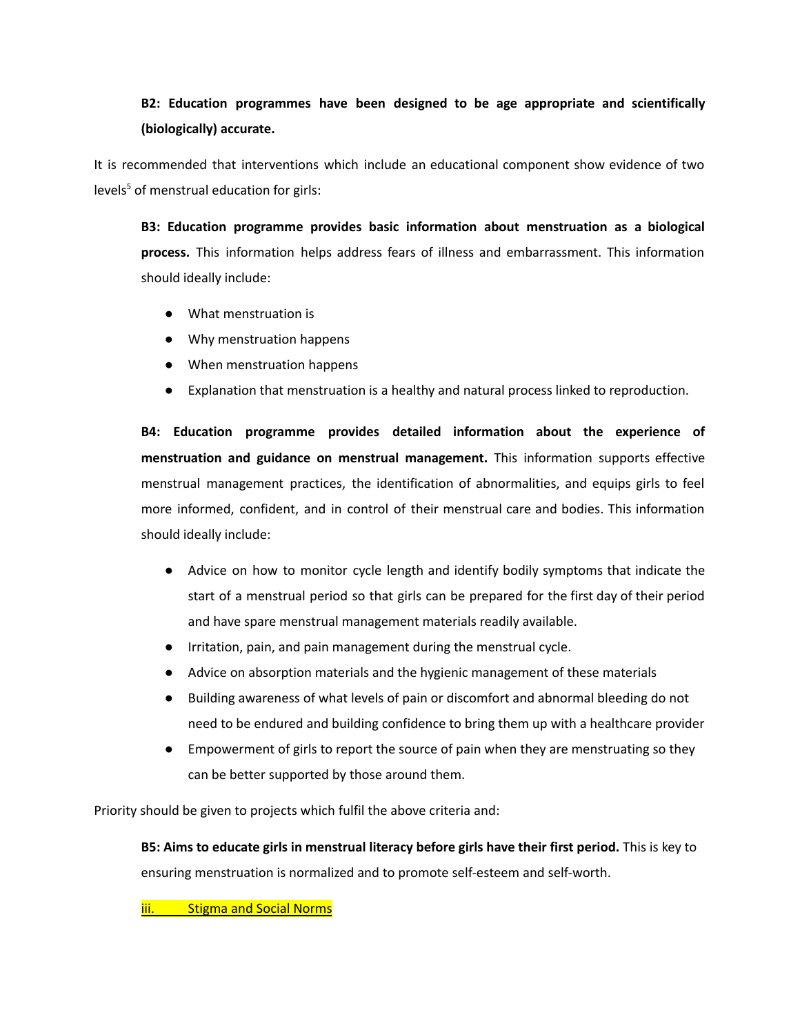**B2: Education programmes have been designed to be age appropriate and scientifically (biologically) accurate.**

It is recommended that interventions which include an educational component show evidence of two levels[5] of menstrual education for girls:

**B3: Education programme provides basic information about menstruation as a biological process.** This information helps address fears of illness and embarrassment. This information should ideally include:

- What menstruation is
- Why menstruation happens
- When menstruation happens
- Explanation that menstruation is a healthy and natural process linked to reproduction.

**B4: Education programme provides detailed information about the experience of menstruation and guidance on menstrual management.** This information supports effective menstrual management practices, the identification of abnormalities, and equips girls to feel more informed, confident, and in control of their menstrual care and bodies. This information should ideally include:

- Advice on how to monitor cycle length and identify bodily symptoms that indicate the start of a menstrual period so that girls can be prepared for the first day of their period and have spare menstrual management materials readily available.
- Irritation, pain, and pain management during the menstrual cycle.
- Advice on absorption materials and the hygienic management of these materials
- Building awareness of what levels of pain or discomfort and abnormal bleeding do not need to be endured and building confidence to bring them up with a healthcare provider
- Empowerment of girls to report the source of pain when they are menstruating so they can be better supported by those around them.

Priority should be given to projects which fulfil the above criteria and:

**B5: Aims to educate girls in menstrual literacy before girls have their first period.** This is key to ensuring menstruation is normalized and to promote self-esteem and self-worth.

### iii. Stigma and Social Norms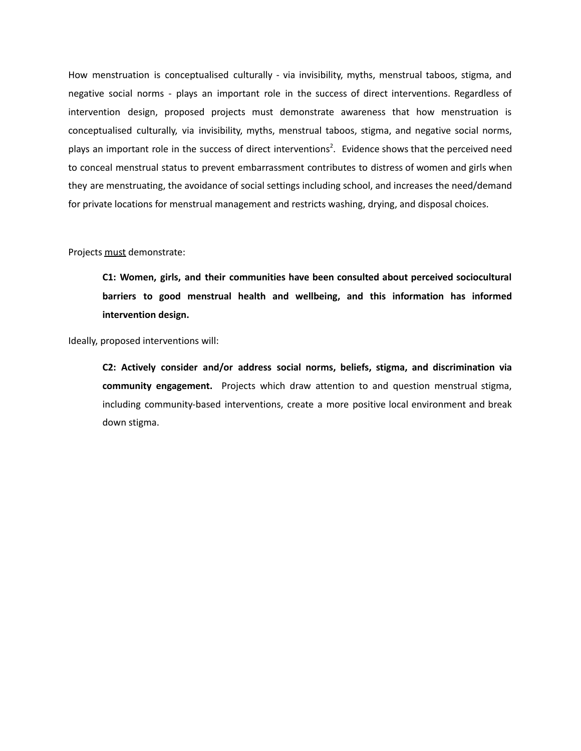How menstruation is conceptualised culturally - via invisibility, myths, menstrual taboos, stigma, and negative social norms - plays an important role in the success of direct interventions. Regardless of intervention design, proposed projects must demonstrate awareness that how menstruation is conceptualised culturally, via invisibility, myths, menstrual taboos, stigma, and negative social norms, plays an important role in the success of direct interventions[2]. Evidence shows that the perceived need to conceal menstrual status to prevent embarrassment contributes to distress of women and girls when they are menstruating, the avoidance of social settings including school, and increases the need/demand for private locations for menstrual management and restricts washing, drying, and disposal choices.

Projects must demonstrate:

> **C1: Women, girls, and their communities have been consulted about perceived sociocultural barriers to good menstrual health and wellbeing, and this information has informed intervention design.**

Ideally, proposed interventions will:

> **C2: Actively consider and/or address social norms, beliefs, stigma, and discrimination via community engagement.** Projects which draw attention to and question menstrual stigma, including community-based interventions, create a more positive local environment and break down stigma.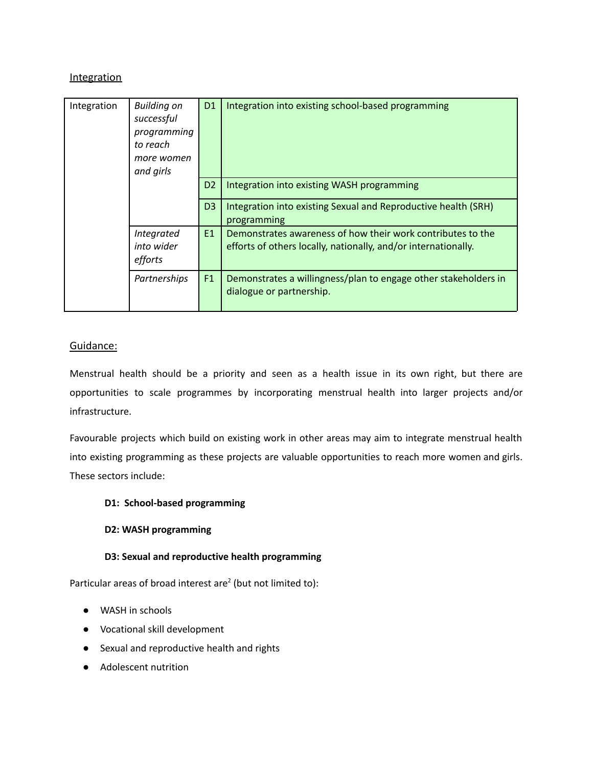## Integration

| | | | |
|---|---|---|---|
| Integration | *Building on successful programming to reach more women and girls* | D1 | Integration into existing school-based programming |
| | | D2 | Integration into existing WASH programming |
| | | D3 | Integration into existing Sexual and Reproductive health (SRH) programming |
| | *Integrated into wider efforts* | E1 | Demonstrates awareness of how their work contributes to the efforts of others locally, nationally, and/or internationally. |
| | *Partnerships* | F1 | Demonstrates a willingness/plan to engage other stakeholders in dialogue or partnership. |

## Guidance:

Menstrual health should be a priority and seen as a health issue in its own right, but there are opportunities to scale programmes by incorporating menstrual health into larger projects and/or infrastructure.

Favourable projects which build on existing work in other areas may aim to integrate menstrual health into existing programming as these projects are valuable opportunities to reach more women and girls. These sectors include:

**D1: School-based programming**

**D2: WASH programming**

**D3: Sexual and reproductive health programming**

Particular areas of broad interest are[2] (but not limited to):

- WASH in schools
- Vocational skill development
- Sexual and reproductive health and rights
- Adolescent nutrition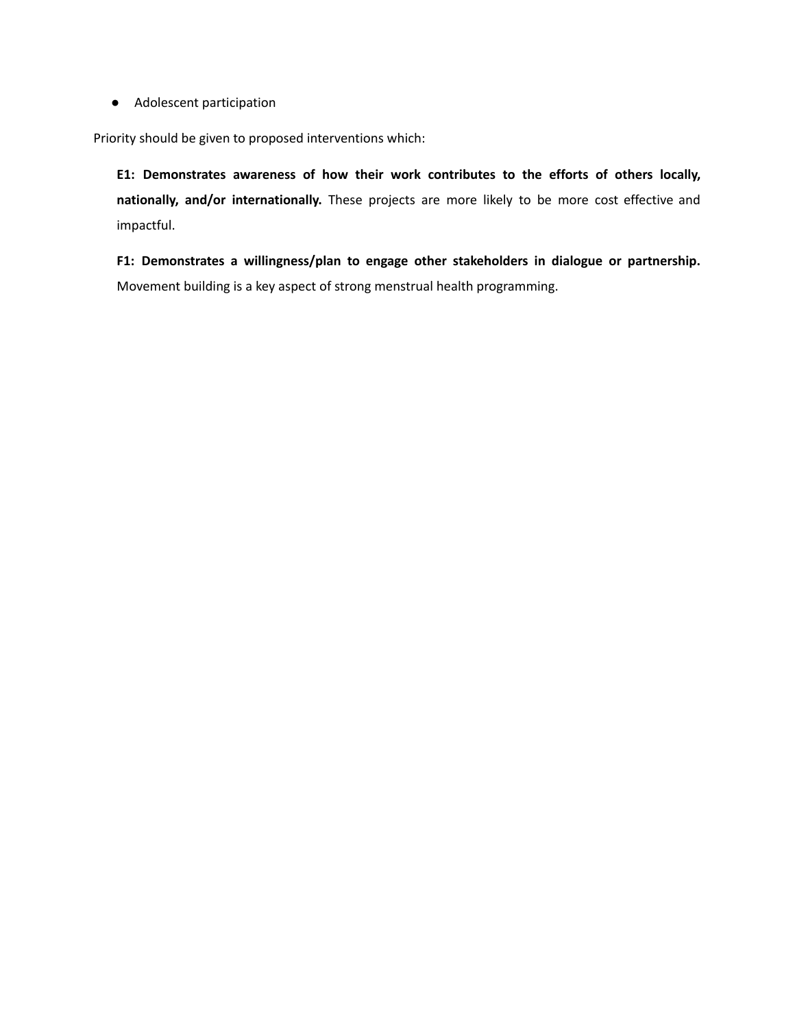- Adolescent participation

Priority should be given to proposed interventions which:

**E1: Demonstrates awareness of how their work contributes to the efforts of others locally, nationally, and/or internationally.** These projects are more likely to be more cost effective and impactful.

**F1: Demonstrates a willingness/plan to engage other stakeholders in dialogue or partnership.** Movement building is a key aspect of strong menstrual health programming.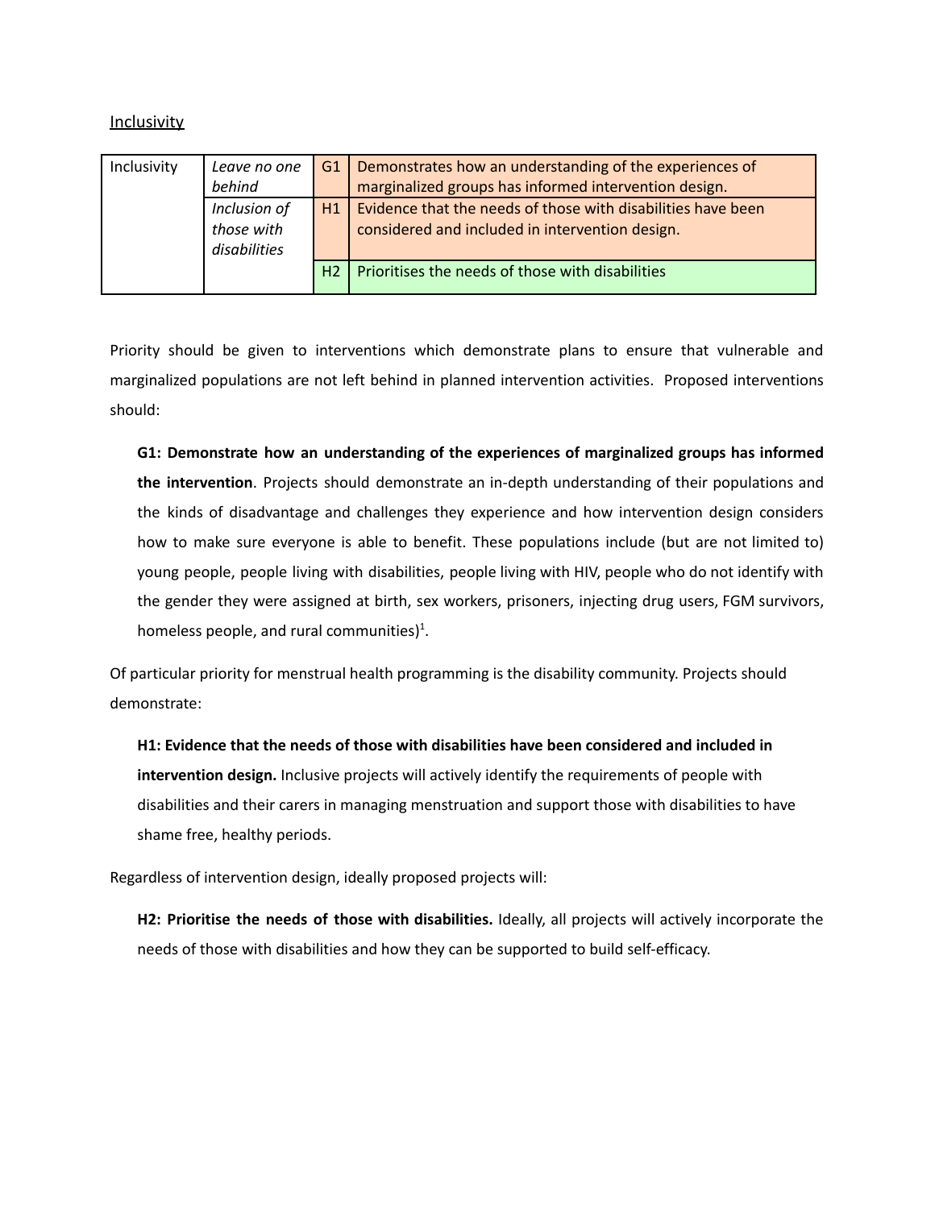## Inclusivity

| | | | |
|---|---|---|---|
| Inclusivity | *Leave no one behind* | G1 | Demonstrates how an understanding of the experiences of marginalized groups has informed intervention design. |
| | *Inclusion of those with disabilities* | H1 | Evidence that the needs of those with disabilities have been considered and included in intervention design. |
| | | H2 | Prioritises the needs of those with disabilities |

Priority should be given to interventions which demonstrate plans to ensure that vulnerable and marginalized populations are not left behind in planned intervention activities. Proposed interventions should:

> **G1: Demonstrate how an understanding of the experiences of marginalized groups has informed the intervention**. Projects should demonstrate an in-depth understanding of their populations and the kinds of disadvantage and challenges they experience and how intervention design considers how to make sure everyone is able to benefit. These populations include (but are not limited to) young people, people living with disabilities, people living with HIV, people who do not identify with the gender they were assigned at birth, sex workers, prisoners, injecting drug users, FGM survivors, homeless people, and rural communities)[1].

Of particular priority for menstrual health programming is the disability community. Projects should demonstrate:

> **H1: Evidence that the needs of those with disabilities have been considered and included in intervention design.** Inclusive projects will actively identify the requirements of people with disabilities and their carers in managing menstruation and support those with disabilities to have shame free, healthy periods.

Regardless of intervention design, ideally proposed projects will:

> **H2: Prioritise the needs of those with disabilities.** Ideally, all projects will actively incorporate the needs of those with disabilities and how they can be supported to build self-efficacy.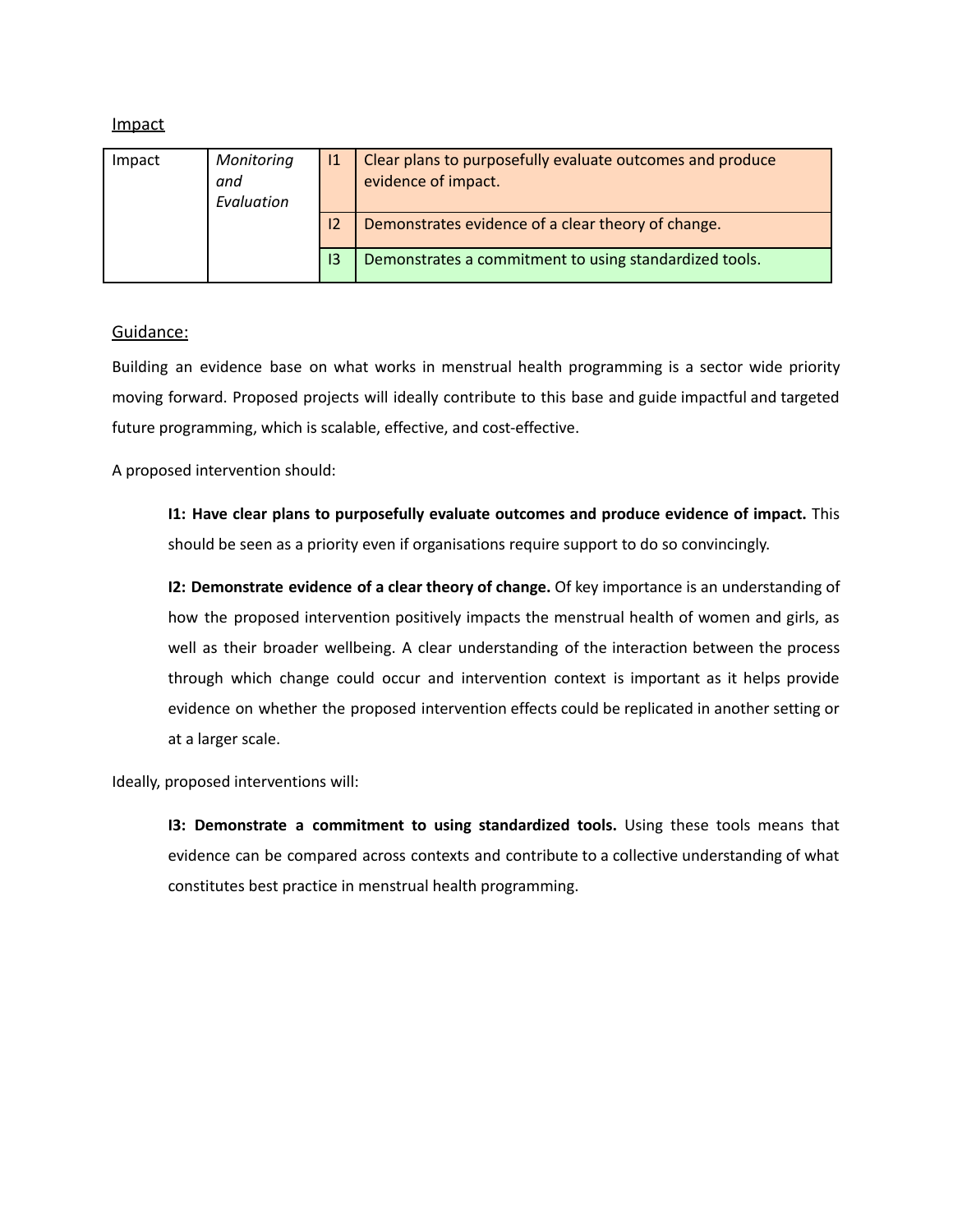Impact

| Impact | *Monitoring and Evaluation* | I1 | Clear plans to purposefully evaluate outcomes and produce evidence of impact. |
|---|---|---|---|
| | | I2 | Demonstrates evidence of a clear theory of change. |
| | | I3 | Demonstrates a commitment to using standardized tools. |

Guidance:

Building an evidence base on what works in menstrual health programming is a sector wide priority moving forward. Proposed projects will ideally contribute to this base and guide impactful and targeted future programming, which is scalable, effective, and cost-effective.

A proposed intervention should:

> **I1: Have clear plans to purposefully evaluate outcomes and produce evidence of impact.** This should be seen as a priority even if organisations require support to do so convincingly.
>
> **I2: Demonstrate evidence of a clear theory of change.** Of key importance is an understanding of how the proposed intervention positively impacts the menstrual health of women and girls, as well as their broader wellbeing. A clear understanding of the interaction between the process through which change could occur and intervention context is important as it helps provide evidence on whether the proposed intervention effects could be replicated in another setting or at a larger scale.

Ideally, proposed interventions will:

> **I3: Demonstrate a commitment to using standardized tools.** Using these tools means that evidence can be compared across contexts and contribute to a collective understanding of what constitutes best practice in menstrual health programming.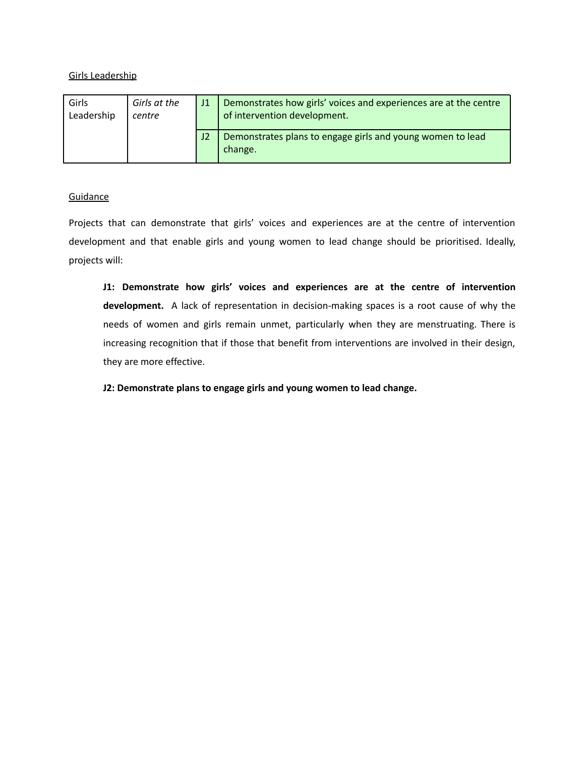Girls Leadership

| | | | |
|---|---|---|---|
| Girls Leadership | *Girls at the centre* | J1 | Demonstrates how girls' voices and experiences are at the centre of intervention development. |
| | | J2 | Demonstrates plans to engage girls and young women to lead change. |

Guidance

Projects that can demonstrate that girls' voices and experiences are at the centre of intervention development and that enable girls and young women to lead change should be prioritised. Ideally, projects will:

> **J1: Demonstrate how girls' voices and experiences are at the centre of intervention development.** A lack of representation in decision-making spaces is a root cause of why the needs of women and girls remain unmet, particularly when they are menstruating. There is increasing recognition that if those that benefit from interventions are involved in their design, they are more effective.
>
> **J2: Demonstrate plans to engage girls and young women to lead change.**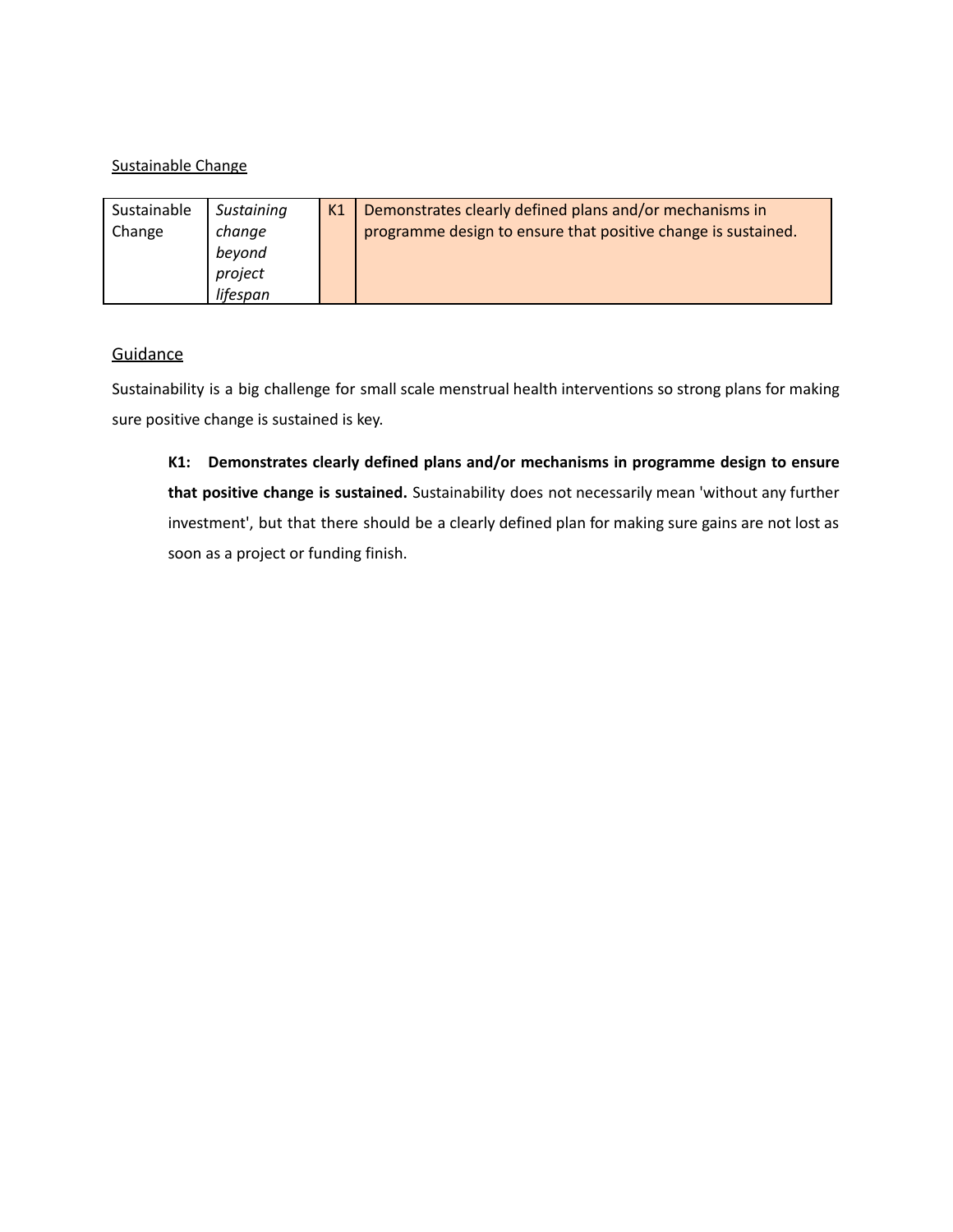Sustainable Change

| Sustainable Change | *Sustaining change beyond project lifespan* | K1 | Demonstrates clearly defined plans and/or mechanisms in programme design to ensure that positive change is sustained. |
|---|---|---|---|

Guidance

Sustainability is a big challenge for small scale menstrual health interventions so strong plans for making sure positive change is sustained is key.

> **K1: Demonstrates clearly defined plans and/or mechanisms in programme design to ensure that positive change is sustained.** Sustainability does not necessarily mean 'without any further investment', but that there should be a clearly defined plan for making sure gains are not lost as soon as a project or funding finish.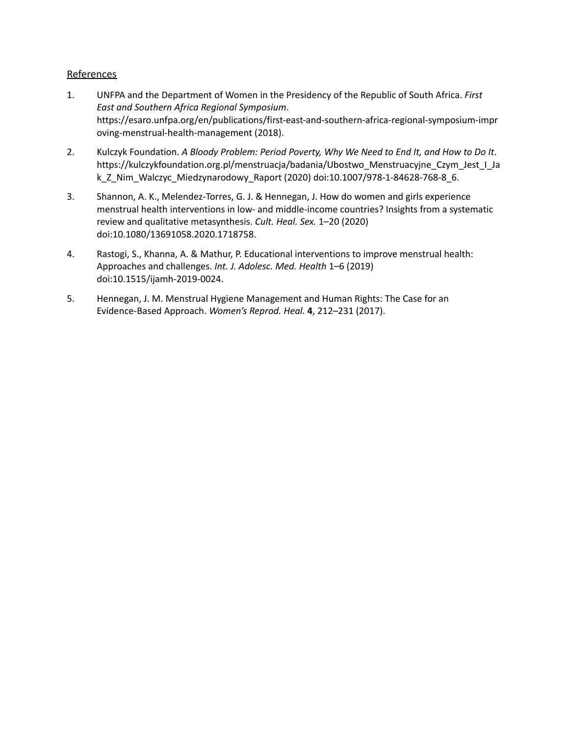References

1. UNFPA and the Department of Women in the Presidency of the Republic of South Africa. *First East and Southern Africa Regional Symposium*. https://esaro.unfpa.org/en/publications/first-east-and-southern-africa-regional-symposium-improving-menstrual-health-management (2018).

2. Kulczyk Foundation. *A Bloody Problem: Period Poverty, Why We Need to End It, and How to Do It*. https://kulczykfoundation.org.pl/menstruacja/badania/Ubostwo_Menstruacyjne_Czym_Jest_I_Jak_Z_Nim_Walczyc_Miedzynarodowy_Raport (2020) doi:10.1007/978-1-84628-768-8_6.

3. Shannon, A. K., Melendez-Torres, G. J. & Hennegan, J. How do women and girls experience menstrual health interventions in low- and middle-income countries? Insights from a systematic review and qualitative metasynthesis. *Cult. Heal. Sex.* 1–20 (2020) doi:10.1080/13691058.2020.1718758.

4. Rastogi, S., Khanna, A. & Mathur, P. Educational interventions to improve menstrual health: Approaches and challenges. *Int. J. Adolesc. Med. Health* 1–6 (2019) doi:10.1515/ijamh-2019-0024.

5. Hennegan, J. M. Menstrual Hygiene Management and Human Rights: The Case for an Evidence-Based Approach. *Women's Reprod. Heal.* **4**, 212–231 (2017).